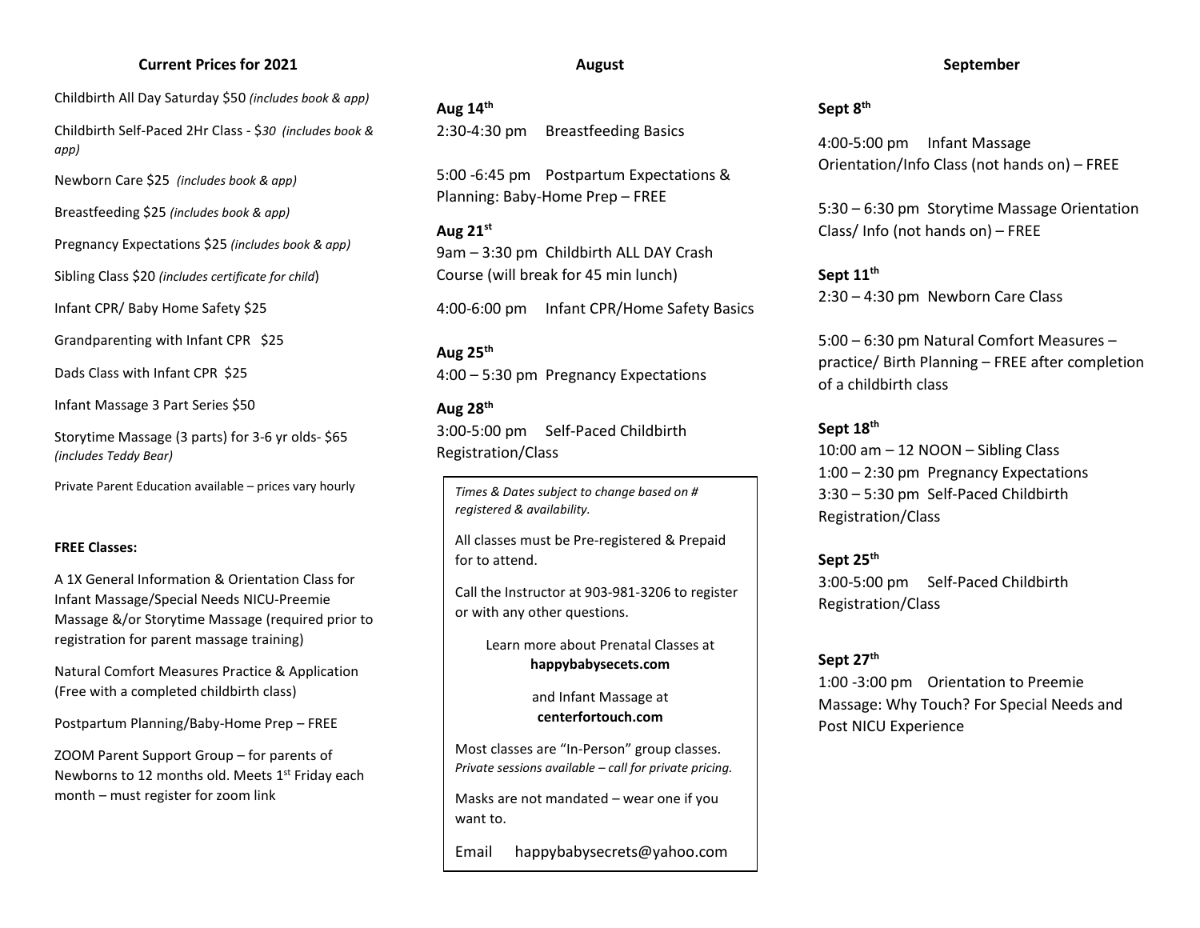## Current Prices for 2021

Childbirth All Day Saturday $50 *(includes book & app)*

Childbirth Self-Paced 2Hr Class - $*30 (includes book & app)*

Newborn Care $25 *(includes book & app)*

Breastfeeding $25 *(includes book & app)*

Pregnancy Expectations $25 *(includes book & app)*

Sibling Class $20 *(includes certificate for child)*

Infant CPR/ Baby Home Safety $25

Grandparenting with Infant CPR $25

Dads Class with Infant CPR $25

Infant Massage 3 Part Series $50

Storytime Massage (3 parts) for 3-6 yr olds- $65 *(includes Teddy Bear)*

Private Parent Education available – prices vary hourly

**FREE Classes:**

A 1X General Information & Orientation Class for Infant Massage/Special Needs NICU-Preemie Massage &/or Storytime Massage (required prior to registration for parent massage training)

Natural Comfort Measures Practice & Application (Free with a completed childbirth class)

Postpartum Planning/Baby-Home Prep – FREE

ZOOM Parent Support Group – for parents of Newborns to 12 months old. Meets 1st Friday each month – must register for zoom link

## August

**Aug 14th**
2:30-4:30 pm Breastfeeding Basics

5:00 -6:45 pm Postpartum Expectations & Planning: Baby-Home Prep – FREE

**Aug 21st**
9am – 3:30 pm Childbirth ALL DAY Crash Course (will break for 45 min lunch)

4:00-6:00 pm Infant CPR/Home Safety Basics

**Aug 25th**
4:00 – 5:30 pm Pregnancy Expectations

**Aug 28th**
3:00-5:00 pm Self-Paced Childbirth Registration/Class

*Times & Dates subject to change based on # registered & availability.*

All classes must be Pre-registered & Prepaid for to attend.

Call the Instructor at 903-981-3206 to register or with any other questions.

Learn more about Prenatal Classes at **happybabysecets.com**

and Infant Massage at **centerfortouch.com**

Most classes are "In-Person" group classes. *Private sessions available – call for private pricing.*

Masks are not mandated – wear one if you want to.

Email happybabysecrets@yahoo.com

## September

**Sept 8th**

4:00-5:00 pm Infant Massage Orientation/Info Class (not hands on) – FREE

5:30 – 6:30 pm Storytime Massage Orientation Class/ Info (not hands on) – FREE

**Sept 11th**
2:30 – 4:30 pm Newborn Care Class

5:00 – 6:30 pm Natural Comfort Measures – practice/ Birth Planning – FREE after completion of a childbirth class

**Sept 18th**
10:00 am – 12 NOON – Sibling Class
1:00 – 2:30 pm Pregnancy Expectations
3:30 – 5:30 pm Self-Paced Childbirth Registration/Class

**Sept 25th**
3:00-5:00 pm Self-Paced Childbirth Registration/Class

**Sept 27th**
1:00 -3:00 pm Orientation to Preemie Massage: Why Touch? For Special Needs and Post NICU Experience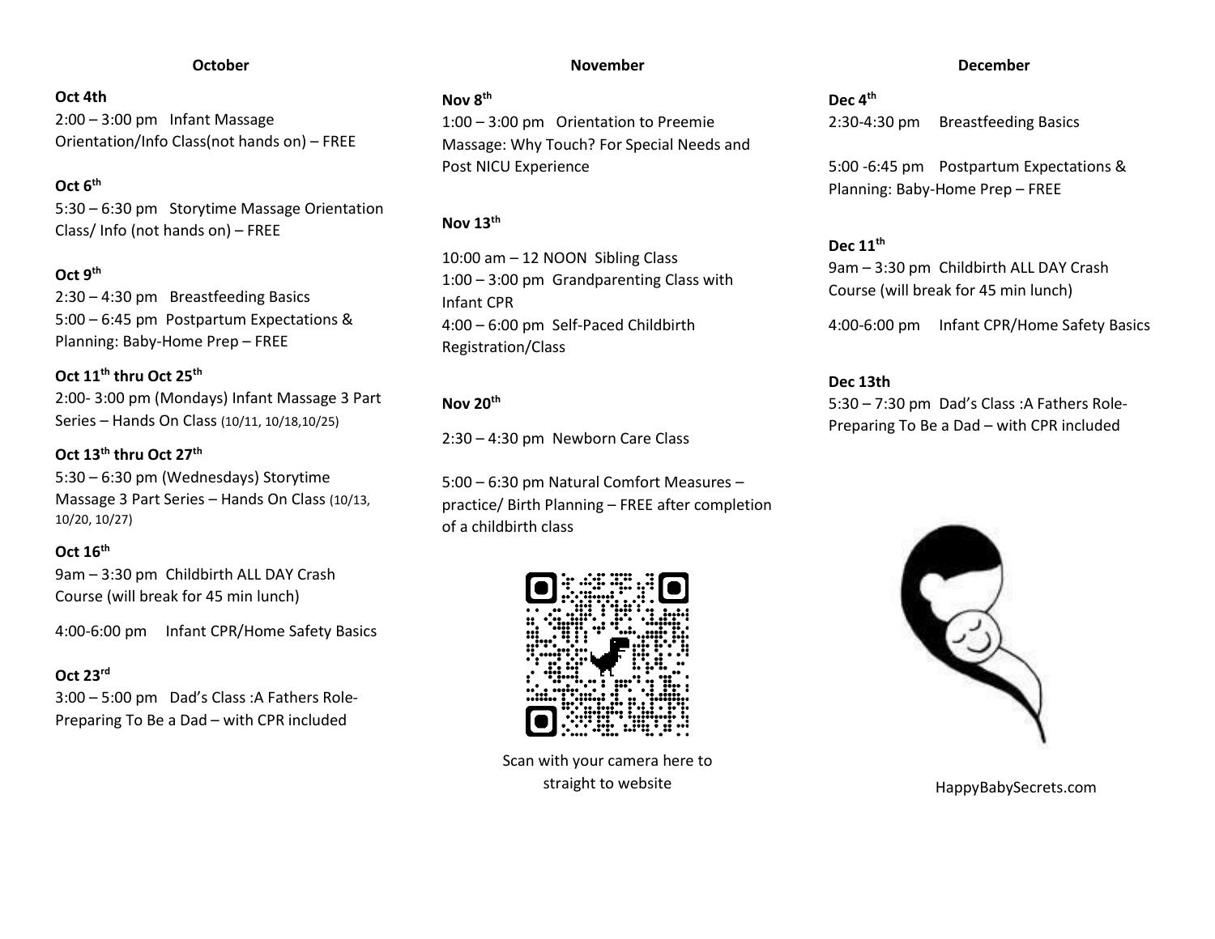## October

**Oct 4th**

2:00 – 3:00 pm  Infant Massage Orientation/Info Class(not hands on) – FREE

**Oct 6th**

5:30 – 6:30 pm  Storytime Massage Orientation Class/ Info (not hands on) – FREE

**Oct 9th**

2:30 – 4:30 pm  Breastfeeding Basics
5:00 – 6:45 pm  Postpartum Expectations & Planning: Baby-Home Prep – FREE

**Oct 11th thru Oct 25th**

2:00- 3:00 pm (Mondays) Infant Massage 3 Part Series – Hands On Class (10/11, 10/18,10/25)

**Oct 13th thru Oct 27th**

5:30 – 6:30 pm (Wednesdays) Storytime Massage 3 Part Series – Hands On Class (10/13, 10/20, 10/27)

**Oct 16th**

9am – 3:30 pm  Childbirth ALL DAY Crash Course (will break for 45 min lunch)

4:00-6:00 pm  Infant CPR/Home Safety Basics

**Oct 23rd**

3:00 – 5:00 pm  Dad's Class :A Fathers Role- Preparing To Be a Dad – with CPR included

## November

**Nov 8th**

1:00 – 3:00 pm  Orientation to Preemie Massage: Why Touch? For Special Needs and Post NICU Experience

**Nov 13th**

10:00 am – 12 NOON  Sibling Class
1:00 – 3:00 pm  Grandparenting Class with Infant CPR
4:00 – 6:00 pm  Self-Paced Childbirth Registration/Class

**Nov 20th**

2:30 – 4:30 pm  Newborn Care Class

5:00 – 6:30 pm Natural Comfort Measures – practice/ Birth Planning – FREE after completion of a childbirth class

Scan with your camera here to straight to website

## December

**Dec 4th**

2:30-4:30 pm  Breastfeeding Basics

5:00 -6:45 pm  Postpartum Expectations & Planning: Baby-Home Prep – FREE

**Dec 11th**

9am – 3:30 pm  Childbirth ALL DAY Crash Course (will break for 45 min lunch)

4:00-6:00 pm  Infant CPR/Home Safety Basics

**Dec 13th**

5:30 – 7:30 pm  Dad's Class :A Fathers Role- Preparing To Be a Dad – with CPR included

HappyBabySecrets.com